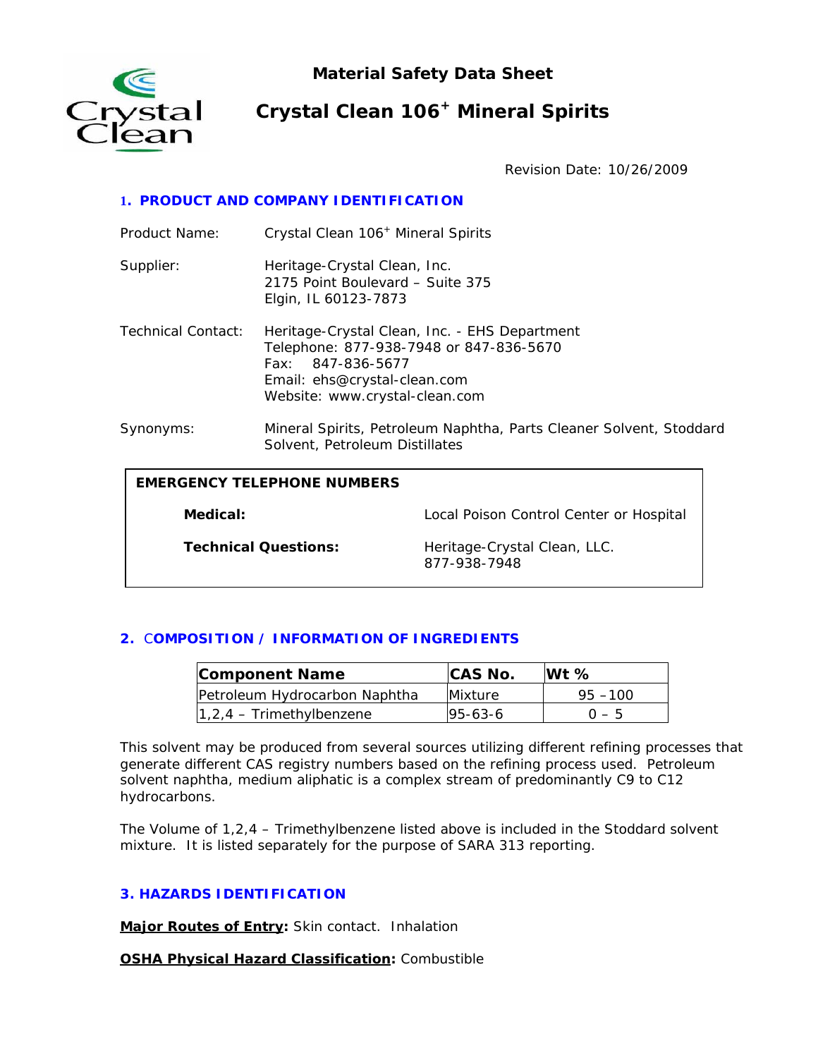# Material Safety Data Sheet

# Crystal Clean 106[+] Mineral Spirits

Revision Date: 10/26/2009

## 1. PRODUCT AND COMPANY IDENTIFICATION

Product Name: Crystal Clean 106[+] Mineral Spirits

Supplier: Heritage-Crystal Clean, Inc.
2175 Point Boulevard – Suite 375
Elgin, IL 60123-7873

Technical Contact: Heritage-Crystal Clean, Inc. - EHS Department
Telephone: 877-938-7948 or 847-836-5670
Fax: 847-836-5677
Email: ehs@crystal-clean.com
Website: www.crystal-clean.com

Synonyms: Mineral Spirits, Petroleum Naphtha, Parts Cleaner Solvent, Stoddard Solvent, Petroleum Distillates

| EMERGENCY TELEPHONE NUMBERS | |
|---|---|
| **Medical:** | Local Poison Control Center or Hospital |
| **Technical Questions:** | Heritage-Crystal Clean, LLC. 877-938-7948 |

## 2. COMPOSITION / INFORMATION OF INGREDIENTS

| Component Name | CAS No. | Wt % |
|---|---|---|
| Petroleum Hydrocarbon Naphtha | Mixture | 95 –100 |
| 1,2,4 – Trimethylbenzene | 95-63-6 | 0 – 5 |

This solvent may be produced from several sources utilizing different refining processes that generate different CAS registry numbers based on the refining process used. Petroleum solvent naphtha, medium aliphatic is a complex stream of predominantly C9 to C12 hydrocarbons.

The Volume of 1,2,4 – Trimethylbenzene listed above is included in the Stoddard solvent mixture. It is listed separately for the purpose of SARA 313 reporting.

## 3. HAZARDS IDENTIFICATION

**Major Routes of Entry:** Skin contact. Inhalation

**OSHA Physical Hazard Classification:** Combustible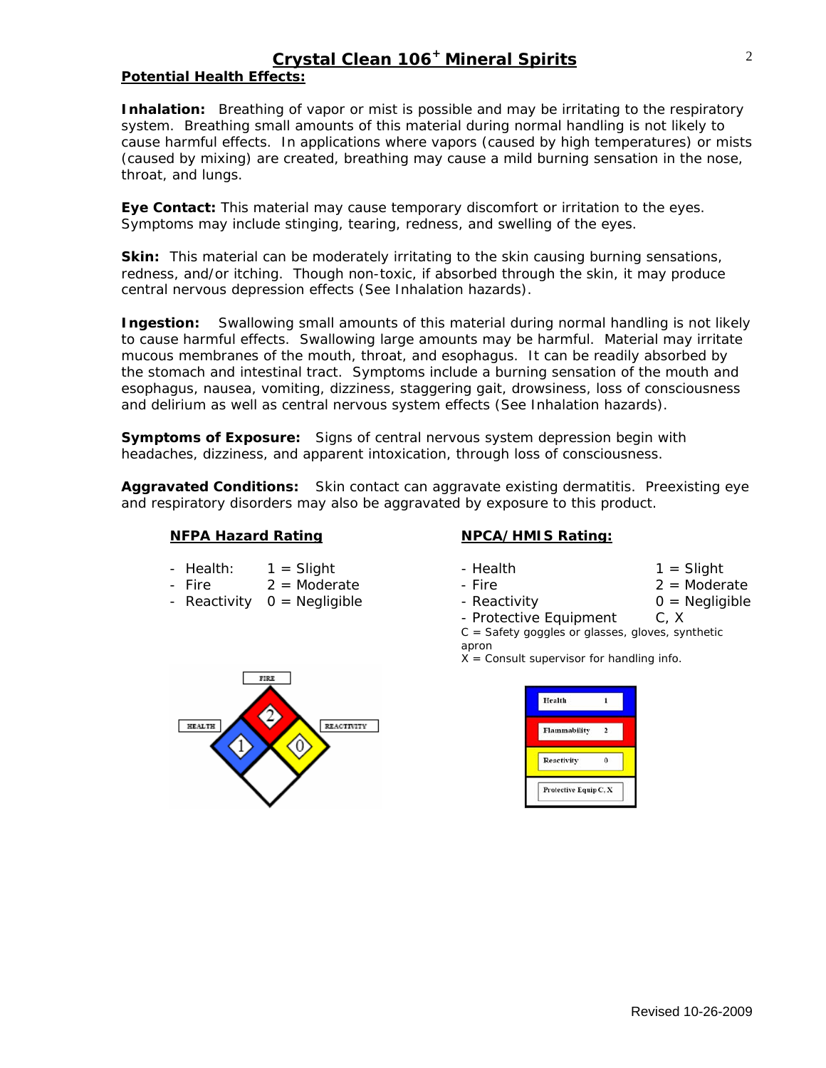## Crystal Clean 106+ Mineral Spirits

**Potential Health Effects:**

**Inhalation:** Breathing of vapor or mist is possible and may be irritating to the respiratory system. Breathing small amounts of this material during normal handling is not likely to cause harmful effects. In applications where vapors (caused by high temperatures) or mists (caused by mixing) are created, breathing may cause a mild burning sensation in the nose, throat, and lungs.

**Eye Contact:** This material may cause temporary discomfort or irritation to the eyes. Symptoms may include stinging, tearing, redness, and swelling of the eyes.

**Skin:** This material can be moderately irritating to the skin causing burning sensations, redness, and/or itching. Though non-toxic, if absorbed through the skin, it may produce central nervous depression effects (See Inhalation hazards).

**Ingestion:** Swallowing small amounts of this material during normal handling is not likely to cause harmful effects. Swallowing large amounts may be harmful. Material may irritate mucous membranes of the mouth, throat, and esophagus. It can be readily absorbed by the stomach and intestinal tract. Symptoms include a burning sensation of the mouth and esophagus, nausea, vomiting, dizziness, staggering gait, drowsiness, loss of consciousness and delirium as well as central nervous system effects (See Inhalation hazards).

**Symptoms of Exposure:** Signs of central nervous system depression begin with headaches, dizziness, and apparent intoxication, through loss of consciousness.

**Aggravated Conditions:** Skin contact can aggravate existing dermatitis. Preexisting eye and respiratory disorders may also be aggravated by exposure to this product.

**NFPA Hazard Rating**

- Health: 1 = Slight
- Fire 2 = Moderate
- Reactivity 0 = Negligible

FIRE: 2
HEALTH: 1
REACTIVITY: 0

**NPCA/HMIS Rating:**

- Health 1 = Slight
- Fire 2 = Moderate
- Reactivity 0 = Negligible
- Protective Equipment C, X

C = Safety goggles or glasses, gloves, synthetic apron
X = Consult supervisor for handling info.

| | |
|---|---|
| Health | 1 |
| Flammability | 2 |
| Reactivity | 0 |
| Protective Equip | C, X |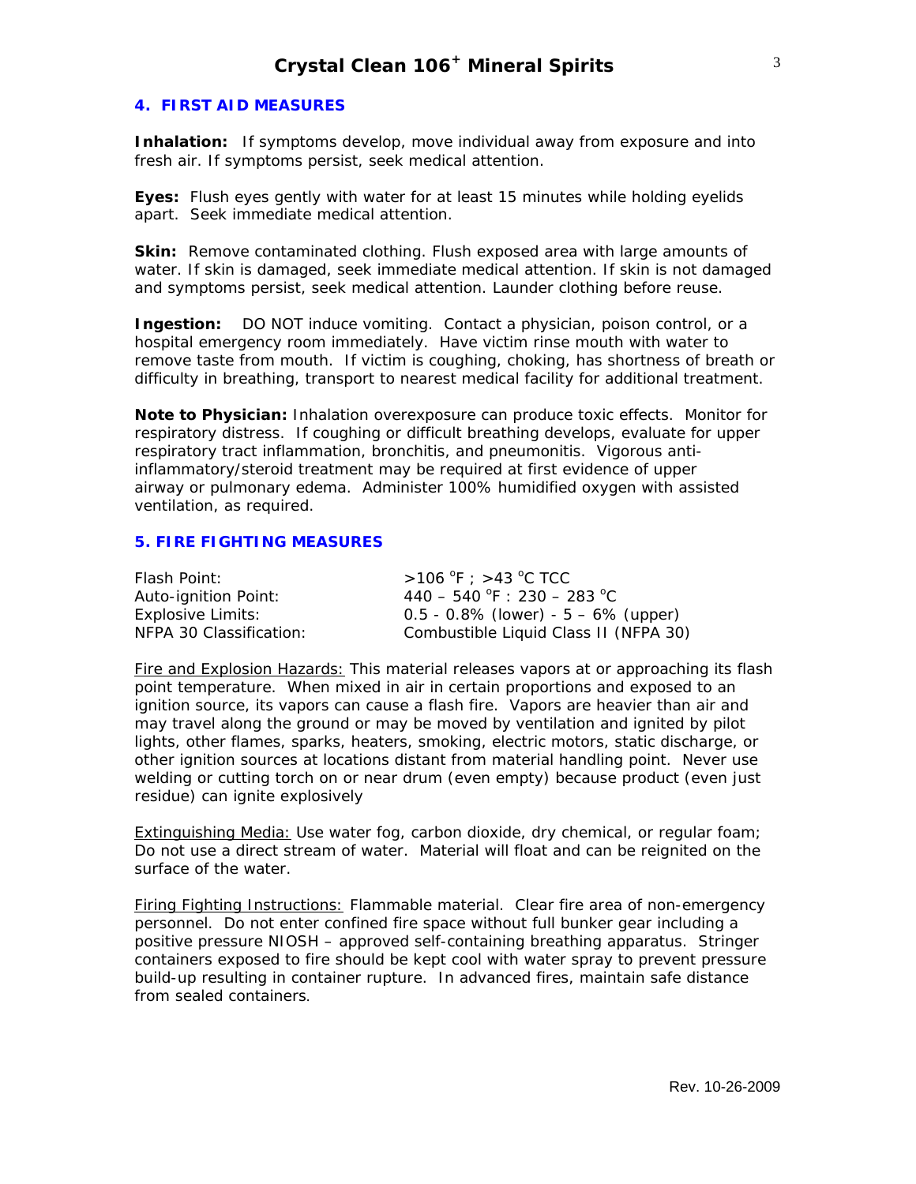## 4. FIRST AID MEASURES

**Inhalation:** If symptoms develop, move individual away from exposure and into fresh air. If symptoms persist, seek medical attention.

**Eyes:** Flush eyes gently with water for at least 15 minutes while holding eyelids apart. Seek immediate medical attention.

**Skin:** Remove contaminated clothing. Flush exposed area with large amounts of water. If skin is damaged, seek immediate medical attention. If skin is not damaged and symptoms persist, seek medical attention. Launder clothing before reuse.

**Ingestion:** DO NOT induce vomiting. Contact a physician, poison control, or a hospital emergency room immediately. Have victim rinse mouth with water to remove taste from mouth. If victim is coughing, choking, has shortness of breath or difficulty in breathing, transport to nearest medical facility for additional treatment.

**Note to Physician:** Inhalation overexposure can produce toxic effects. Monitor for respiratory distress. If coughing or difficult breathing develops, evaluate for upper respiratory tract inflammation, bronchitis, and pneumonitis. Vigorous anti-inflammatory/steroid treatment may be required at first evidence of upper airway or pulmonary edema. Administer 100% humidified oxygen with assisted ventilation, as required.

## 5. FIRE FIGHTING MEASURES

| | |
|---|---|
| Flash Point: | >106 °F ; >43 °C TCC |
| Auto-ignition Point: | 440 – 540 °F : 230 – 283 °C |
| Explosive Limits: | 0.5 - 0.8% (lower) - 5 – 6% (upper) |
| NFPA 30 Classification: | Combustible Liquid Class II (NFPA 30) |

Fire and Explosion Hazards: This material releases vapors at or approaching its flash point temperature. When mixed in air in certain proportions and exposed to an ignition source, its vapors can cause a flash fire. Vapors are heavier than air and may travel along the ground or may be moved by ventilation and ignited by pilot lights, other flames, sparks, heaters, smoking, electric motors, static discharge, or other ignition sources at locations distant from material handling point. Never use welding or cutting torch on or near drum (even empty) because product (even just residue) can ignite explosively

Extinguishing Media: Use water fog, carbon dioxide, dry chemical, or regular foam; Do not use a direct stream of water. Material will float and can be reignited on the surface of the water.

Firing Fighting Instructions: Flammable material. Clear fire area of non-emergency personnel. Do not enter confined fire space without full bunker gear including a positive pressure NIOSH – approved self-containing breathing apparatus. Stringer containers exposed to fire should be kept cool with water spray to prevent pressure build-up resulting in container rupture. In advanced fires, maintain safe distance from sealed containers.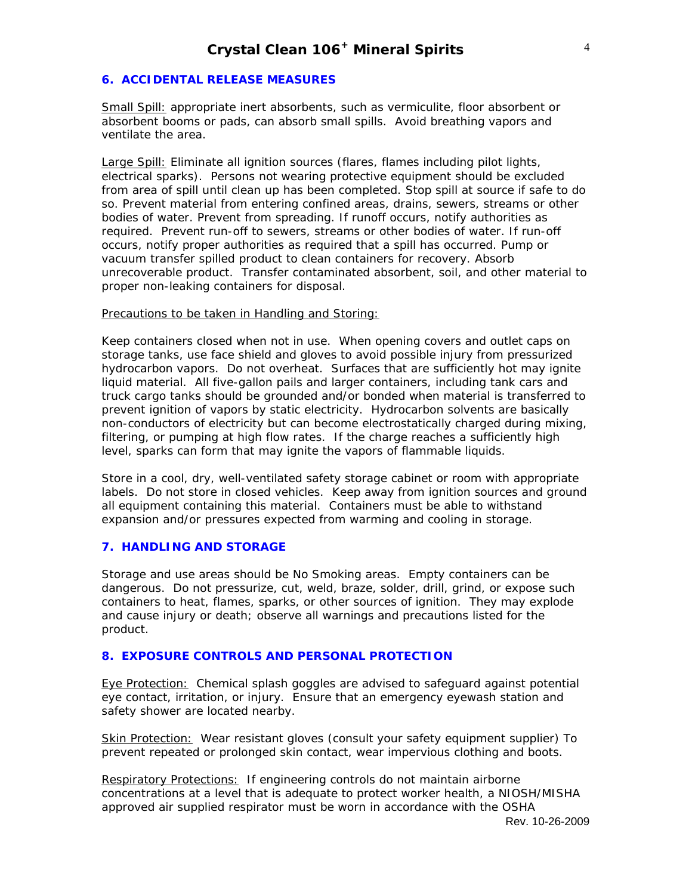## 6. ACCIDENTAL RELEASE MEASURES

Small Spill: appropriate inert absorbents, such as vermiculite, floor absorbent or absorbent booms or pads, can absorb small spills. Avoid breathing vapors and ventilate the area.

Large Spill: Eliminate all ignition sources (flares, flames including pilot lights, electrical sparks). Persons not wearing protective equipment should be excluded from area of spill until clean up has been completed. Stop spill at source if safe to do so. Prevent material from entering confined areas, drains, sewers, streams or other bodies of water. Prevent from spreading. If runoff occurs, notify authorities as required. Prevent run-off to sewers, streams or other bodies of water. If run-off occurs, notify proper authorities as required that a spill has occurred. Pump or vacuum transfer spilled product to clean containers for recovery. Absorb unrecoverable product. Transfer contaminated absorbent, soil, and other material to proper non-leaking containers for disposal.

Precautions to be taken in Handling and Storing:

Keep containers closed when not in use. When opening covers and outlet caps on storage tanks, use face shield and gloves to avoid possible injury from pressurized hydrocarbon vapors. Do not overheat. Surfaces that are sufficiently hot may ignite liquid material. All five-gallon pails and larger containers, including tank cars and truck cargo tanks should be grounded and/or bonded when material is transferred to prevent ignition of vapors by static electricity. Hydrocarbon solvents are basically non-conductors of electricity but can become electrostatically charged during mixing, filtering, or pumping at high flow rates. If the charge reaches a sufficiently high level, sparks can form that may ignite the vapors of flammable liquids.

Store in a cool, dry, well-ventilated safety storage cabinet or room with appropriate labels. Do not store in closed vehicles. Keep away from ignition sources and ground all equipment containing this material. Containers must be able to withstand expansion and/or pressures expected from warming and cooling in storage.

## 7. HANDLING AND STORAGE

Storage and use areas should be No Smoking areas. Empty containers can be dangerous. Do not pressurize, cut, weld, braze, solder, drill, grind, or expose such containers to heat, flames, sparks, or other sources of ignition. They may explode and cause injury or death; observe all warnings and precautions listed for the product.

## 8. EXPOSURE CONTROLS AND PERSONAL PROTECTION

Eye Protection: Chemical splash goggles are advised to safeguard against potential eye contact, irritation, or injury. Ensure that an emergency eyewash station and safety shower are located nearby.

Skin Protection: Wear resistant gloves (consult your safety equipment supplier) To prevent repeated or prolonged skin contact, wear impervious clothing and boots.

Respiratory Protections: If engineering controls do not maintain airborne concentrations at a level that is adequate to protect worker health, a NIOSH/MISHA approved air supplied respirator must be worn in accordance with the OSHA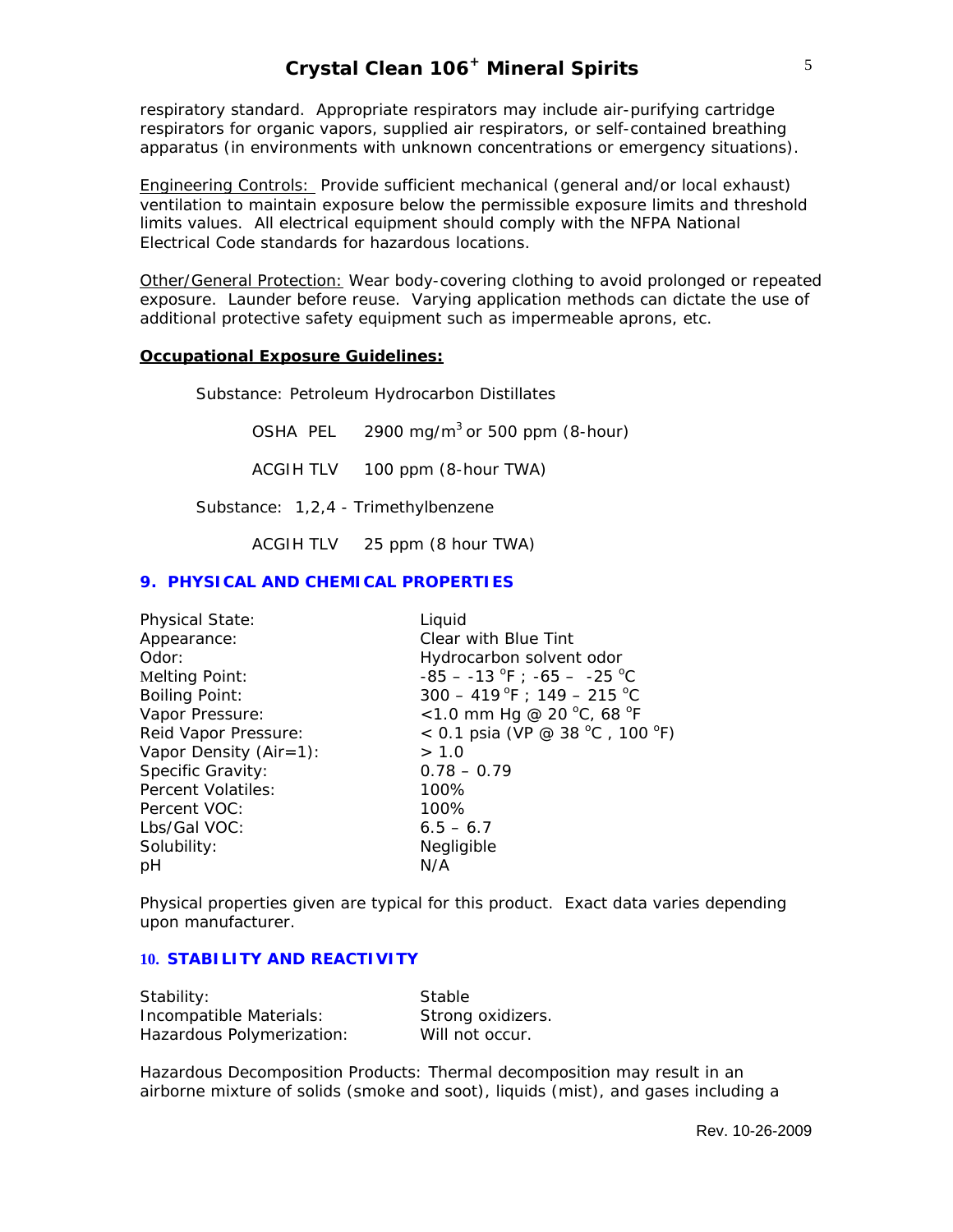respiratory standard. Appropriate respirators may include air-purifying cartridge respirators for organic vapors, supplied air respirators, or self-contained breathing apparatus (in environments with unknown concentrations or emergency situations).

Engineering Controls: Provide sufficient mechanical (general and/or local exhaust) ventilation to maintain exposure below the permissible exposure limits and threshold limits values. All electrical equipment should comply with the NFPA National Electrical Code standards for hazardous locations.

Other/General Protection: Wear body-covering clothing to avoid prolonged or repeated exposure. Launder before reuse. Varying application methods can dictate the use of additional protective safety equipment such as impermeable aprons, etc.

**Occupational Exposure Guidelines:**

Substance: Petroleum Hydrocarbon Distillates

OSHA PEL 2900 mg/m$^3$ or 500 ppm (8-hour)

ACGIH TLV 100 ppm (8-hour TWA)

Substance: 1,2,4 - Trimethylbenzene

ACGIH TLV 25 ppm (8 hour TWA)

## 9. PHYSICAL AND CHEMICAL PROPERTIES

| | |
|---|---|
| Physical State: | Liquid |
| Appearance: | Clear with Blue Tint |
| Odor: | Hydrocarbon solvent odor |
| Melting Point: | -85 – -13 °F ; -65 – -25 °C |
| Boiling Point: | 300 – 419 °F ; 149 – 215 °C |
| Vapor Pressure: | <1.0 mm Hg @ 20 °C, 68 °F |
| Reid Vapor Pressure: | < 0.1 psia (VP @ 38 °C , 100 °F) |
| Vapor Density (Air=1): | > 1.0 |
| Specific Gravity: | 0.78 – 0.79 |
| Percent Volatiles: | 100% |
| Percent VOC: | 100% |
| Lbs/Gal VOC: | 6.5 – 6.7 |
| Solubility: | Negligible |
| pH | N/A |

Physical properties given are typical for this product. Exact data varies depending upon manufacturer.

## 10. STABILITY AND REACTIVITY

| | |
|---|---|
| Stability: | Stable |
| Incompatible Materials: | Strong oxidizers. |
| Hazardous Polymerization: | Will not occur. |

Hazardous Decomposition Products: Thermal decomposition may result in an airborne mixture of solids (smoke and soot), liquids (mist), and gases including a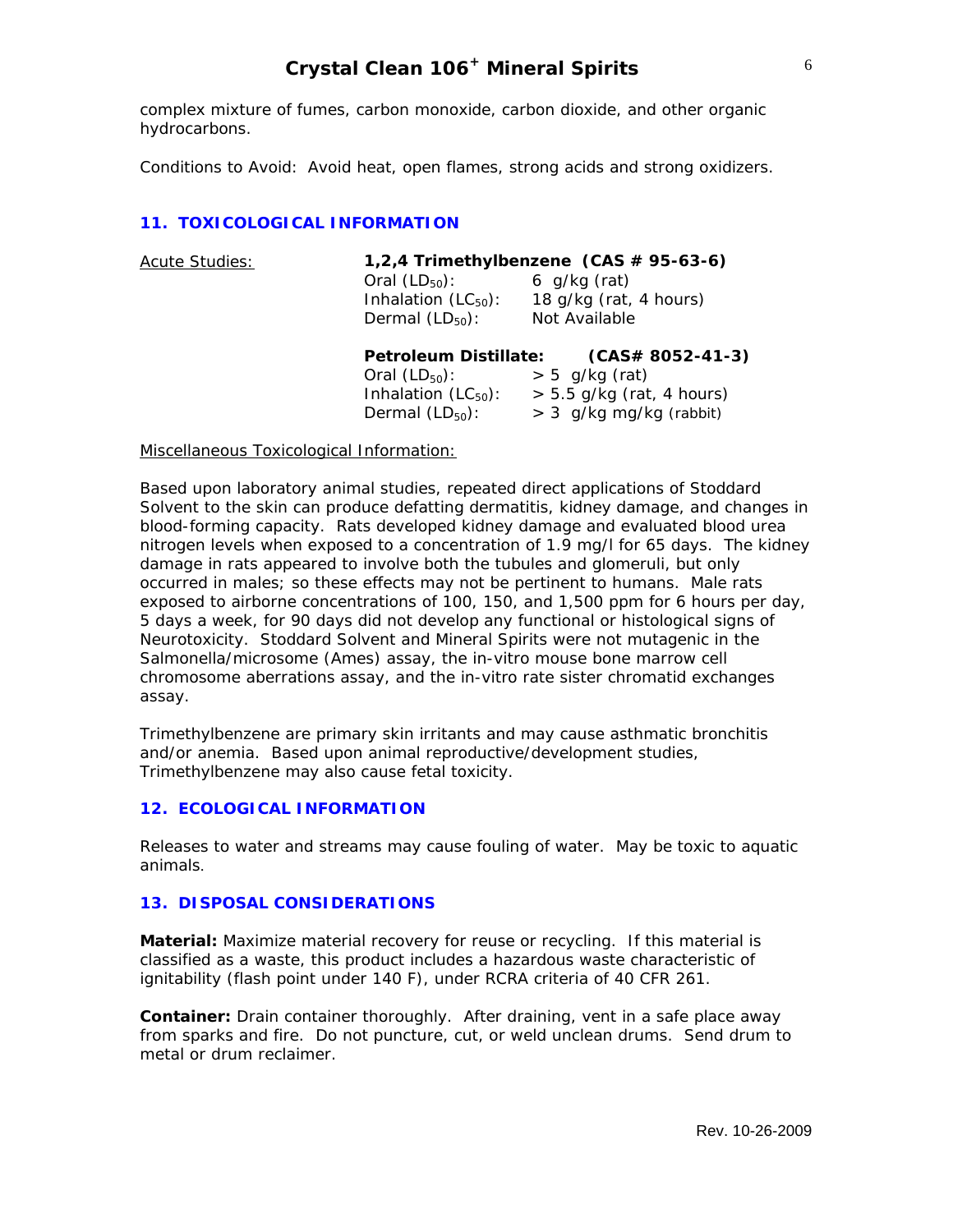complex mixture of fumes, carbon monoxide, carbon dioxide, and other organic hydrocarbons.

Conditions to Avoid: Avoid heat, open flames, strong acids and strong oxidizers.

## 11. TOXICOLOGICAL INFORMATION

Acute Studies:

**1,2,4 Trimethylbenzene (CAS # 95-63-6)**

| | |
|---|---|
| Oral ($LD_{50}$): | 6 g/kg (rat) |
| Inhalation ($LC_{50}$): | 18 g/kg (rat, 4 hours) |
| Dermal ($LD_{50}$): | Not Available |

**Petroleum Distillate: (CAS# 8052-41-3)**

| | |
|---|---|
| Oral ($LD_{50}$): | > 5 g/kg (rat) |
| Inhalation ($LC_{50}$): | > 5.5 g/kg (rat, 4 hours) |
| Dermal ($LD_{50}$): | > 3 g/kg mg/kg (rabbit) |

Miscellaneous Toxicological Information:

Based upon laboratory animal studies, repeated direct applications of Stoddard Solvent to the skin can produce defatting dermatitis, kidney damage, and changes in blood-forming capacity. Rats developed kidney damage and evaluated blood urea nitrogen levels when exposed to a concentration of 1.9 mg/l for 65 days. The kidney damage in rats appeared to involve both the tubules and glomeruli, but only occurred in males; so these effects may not be pertinent to humans. Male rats exposed to airborne concentrations of 100, 150, and 1,500 ppm for 6 hours per day, 5 days a week, for 90 days did not develop any functional or histological signs of Neurotoxicity. Stoddard Solvent and Mineral Spirits were not mutagenic in the Salmonella/microsome (Ames) assay, the in-vitro mouse bone marrow cell chromosome aberrations assay, and the in-vitro rate sister chromatid exchanges assay.

Trimethylbenzene are primary skin irritants and may cause asthmatic bronchitis and/or anemia. Based upon animal reproductive/development studies, Trimethylbenzene may also cause fetal toxicity.

## 12. ECOLOGICAL INFORMATION

Releases to water and streams may cause fouling of water. May be toxic to aquatic animals.

## 13. DISPOSAL CONSIDERATIONS

**Material:** Maximize material recovery for reuse or recycling. If this material is classified as a waste, this product includes a hazardous waste characteristic of ignitability (flash point under 140 F), under RCRA criteria of 40 CFR 261.

**Container:** Drain container thoroughly. After draining, vent in a safe place away from sparks and fire. Do not puncture, cut, or weld unclean drums. Send drum to metal or drum reclaimer.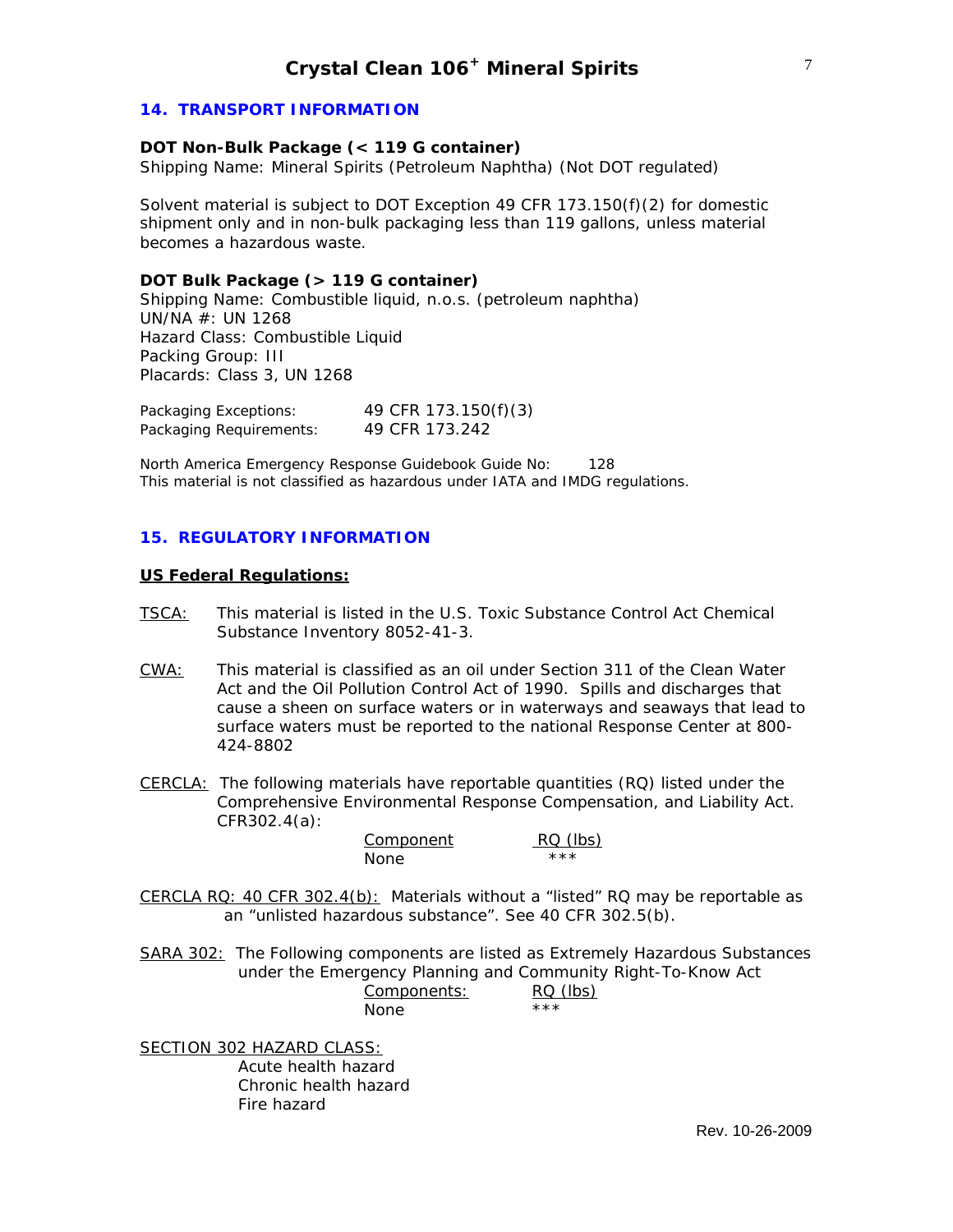## 14. TRANSPORT INFORMATION

**DOT Non-Bulk Package (< 119 G container)**
Shipping Name: Mineral Spirits (Petroleum Naphtha) (Not DOT regulated)

Solvent material is subject to DOT Exception 49 CFR 173.150(f)(2) for domestic shipment only and in non-bulk packaging less than 119 gallons, unless material becomes a hazardous waste.

**DOT Bulk Package (> 119 G container)**
Shipping Name: Combustible liquid, n.o.s. (petroleum naphtha)
UN/NA #: UN 1268
Hazard Class: Combustible Liquid
Packing Group: III
Placards: Class 3, UN 1268

| | |
|---|---|
| Packaging Exceptions: | 49 CFR 173.150(f)(3) |
| Packaging Requirements: | 49 CFR 173.242 |

North America Emergency Response Guidebook Guide No: 128
This material is not classified as hazardous under IATA and IMDG regulations.

## 15. REGULATORY INFORMATION

**US Federal Regulations:**

TSCA: This material is listed in the U.S. Toxic Substance Control Act Chemical Substance Inventory 8052-41-3.

CWA: This material is classified as an oil under Section 311 of the Clean Water Act and the Oil Pollution Control Act of 1990. Spills and discharges that cause a sheen on surface waters or in waterways and seaways that lead to surface waters must be reported to the national Response Center at 800-424-8802

CERCLA: The following materials have reportable quantities (RQ) listed under the Comprehensive Environmental Response Compensation, and Liability Act. CFR302.4(a):

| Component | RQ (lbs) |
|---|---|
| None | *** |

CERCLA RQ: 40 CFR 302.4(b): Materials without a "listed" RQ may be reportable as an "unlisted hazardous substance". See 40 CFR 302.5(b).

SARA 302: The Following components are listed as Extremely Hazardous Substances under the Emergency Planning and Community Right-To-Know Act

| Components: | RQ (lbs) |
|---|---|
| None | *** |

SECTION 302 HAZARD CLASS:
- Acute health hazard
- Chronic health hazard
- Fire hazard

Rev. 10-26-2009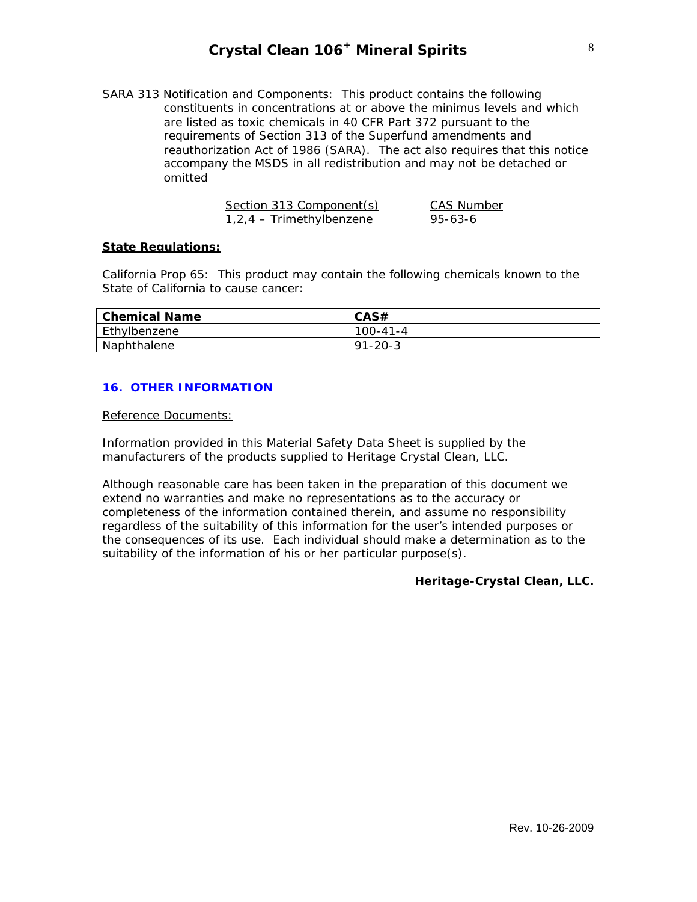SARA 313 Notification and Components: This product contains the following constituents in concentrations at or above the minimus levels and which are listed as toxic chemicals in 40 CFR Part 372 pursuant to the requirements of Section 313 of the Superfund amendments and reauthorization Act of 1986 (SARA). The act also requires that this notice accompany the MSDS in all redistribution and may not be detached or omitted

| Section 313 Component(s) | CAS Number |
|---|---|
| 1,2,4 – Trimethylbenzene | 95-63-6 |

**State Regulations:**

California Prop 65: This product may contain the following chemicals known to the State of California to cause cancer:

| Chemical Name | CAS# |
|---|---|
| Ethylbenzene | 100-41-4 |
| Naphthalene | 91-20-3 |

## 16. OTHER INFORMATION

Reference Documents:

Information provided in this Material Safety Data Sheet is supplied by the manufacturers of the products supplied to Heritage Crystal Clean, LLC.

Although reasonable care has been taken in the preparation of this document we extend no warranties and make no representations as to the accuracy or completeness of the information contained therein, and assume no responsibility regardless of the suitability of this information for the user's intended purposes or the consequences of its use. Each individual should make a determination as to the suitability of the information of his or her particular purpose(s).

**Heritage-Crystal Clean, LLC.**

Rev. 10-26-2009